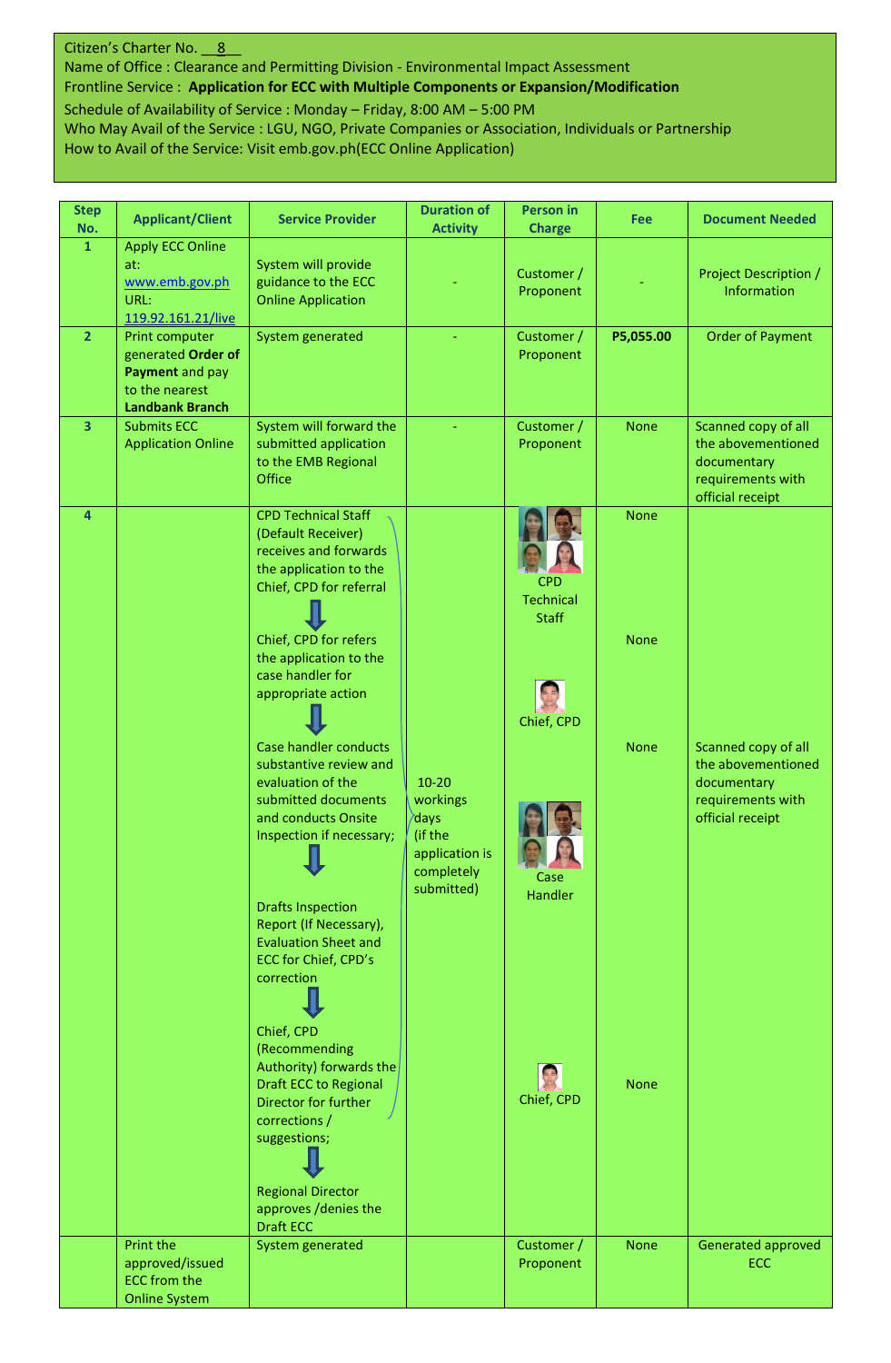Citizen's Charter No. 8
Name of Office : Clearance and Permitting Division - Environmental Impact Assessment
Frontline Service : **Application for ECC with Multiple Components or Expansion/Modification**
Schedule of Availability of Service : Monday – Friday, 8:00 AM – 5:00 PM
Who May Avail of the Service : LGU, NGO, Private Companies or Association, Individuals or Partnership
How to Avail of the Service: Visit emb.gov.ph(ECC Online Application)

| Step No. | Applicant/Client | Service Provider | Duration of Activity | Person in Charge | Fee | Document Needed |
|---|---|---|---|---|---|---|
| 1 | Apply ECC Online at: www.emb.gov.ph URL: 119.92.161.21/live | System will provide guidance to the ECC Online Application | - | Customer / Proponent | - | Project Description / Information |
| 2 | Print computer generated **Order of Payment** and pay to the nearest **Landbank Branch** | System generated | - | Customer / Proponent | **P5,055.00** | Order of Payment |
| 3 | Submits ECC Application Online | System will forward the submitted application to the EMB Regional Office | - | Customer / Proponent | None | Scanned copy of all the abovementioned documentary requirements with official receipt |
| 4 | | CPD Technical Staff (Default Receiver) receives and forwards the application to the Chief, CPD for referral | 10-20 workings days (if the application is completely submitted) | CPD Technical Staff | None | |
| | | Chief, CPD for refers the application to the case handler for appropriate action | | Chief, CPD | None | |
| | | Case handler conducts substantive review and evaluation of the submitted documents and conducts Onsite Inspection if necessary; | | Case Handler | None | Scanned copy of all the abovementioned documentary requirements with official receipt |
| | | Drafts Inspection Report (If Necessary), Evaluation Sheet and ECC for Chief, CPD's correction | | | | |
| | | Chief, CPD (Recommending Authority) forwards the Draft ECC to Regional Director for further corrections / suggestions; | | Chief, CPD | None | |
| | | Regional Director approves /denies the Draft ECC | | | | |
| | Print the approved/issued ECC from the Online System | System generated | | Customer / Proponent | None | Generated approved ECC |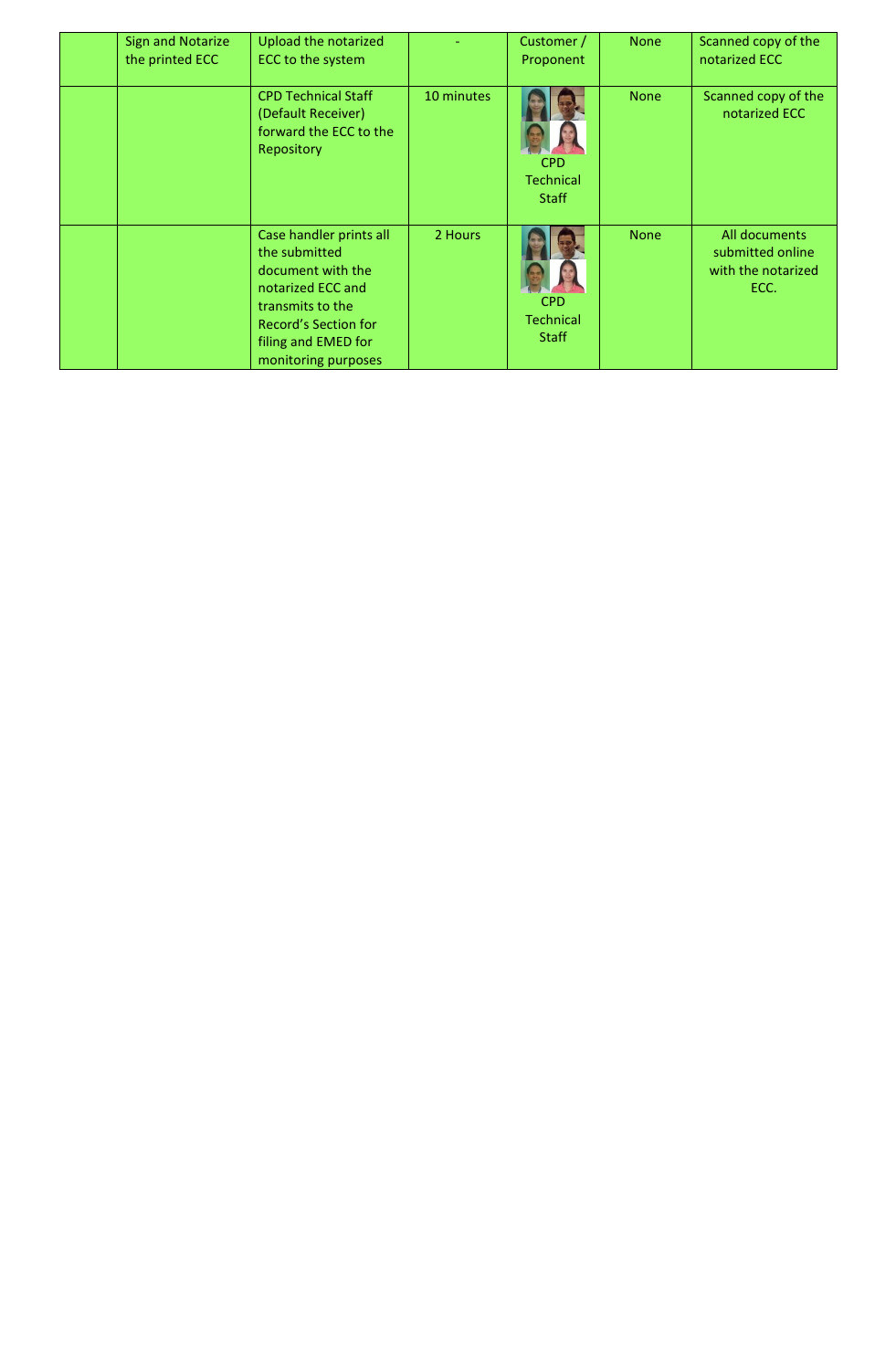| | | | | | | |
|---|---|---|---|---|---|---|
| | Sign and Notarize the printed ECC | Upload the notarized ECC to the system | - | Customer / Proponent | None | Scanned copy of the notarized ECC |
| | | CPD Technical Staff (Default Receiver) forward the ECC to the Repository | 10 minutes | CPD Technical Staff | None | Scanned copy of the notarized ECC |
| | | Case handler prints all the submitted document with the notarized ECC and transmits to the Record's Section for filing and EMED for monitoring purposes | 2 Hours | CPD Technical Staff | None | All documents submitted online with the notarized ECC. |